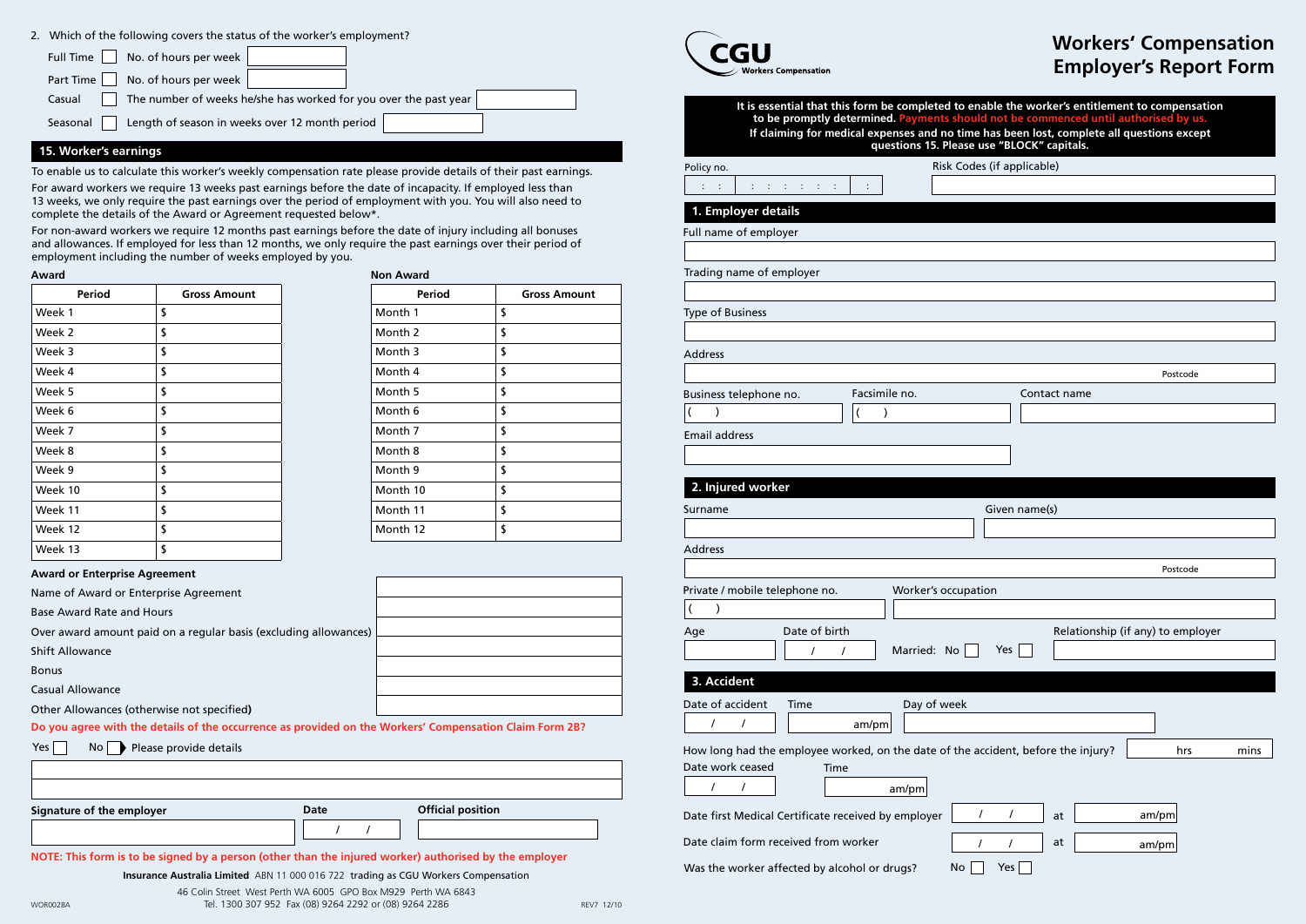# Workers' Compensation Employer's Report Form

CGU Workers Compensation

**It is essential that this form be completed to enable the worker's entitlement to compensation to be promptly determined. Payments should not be commenced until authorised by us. If claiming for medical expenses and no time has been lost, complete all questions except questions 15. Please use "BLOCK" capitals.**

Policy no. : : | : : : : : : | :

Risk Codes (if applicable)

## 1. Employer details

Full name of employer

Trading name of employer

Type of Business

Address

Postcode

Business telephone no. ( )

Facsimile no. ( )

Contact name

Email address

## 2. Injured worker

Surname

Given name(s)

Address

Postcode

Private / mobile telephone no. ( )

Worker's occupation

Age

Date of birth / /

Married: No ☐ Yes ☐

Relationship (if any) to employer

## 3. Accident

Date of accident / /

Time am/pm

Day of week

How long had the employee worked, on the date of the accident, before the injury? hrs mins

Date work ceased / /

Time am/pm

Date first Medical Certificate received by employer / / at am/pm

Date claim form received from worker / / at am/pm

Was the worker affected by alcohol or drugs? No ☐ Yes ☐

---

2. Which of the following covers the status of the worker's employment?

- Full Time ☐ No. of hours per week
- Part Time ☐ No. of hours per week
- Casual ☐ The number of weeks he/she has worked for you over the past year
- Seasonal ☐ Length of season in weeks over 12 month period

## 15. Worker's earnings

To enable us to calculate this worker's weekly compensation rate please provide details of their past earnings.

For award workers we require 13 weeks past earnings before the date of incapacity. If employed less than 13 weeks, we only require the past earnings over the period of employment with you. You will also need to complete the details of the Award or Agreement requested below*.

For non-award workers we require 12 months past earnings before the date of injury including all bonuses and allowances. If employed for less than 12 months, we only require the past earnings over their period of employment including the number of weeks employed by you.

**Award**

| Period | Gross Amount |
|---|---|
| Week 1 | $ |
| Week 2 | $ |
| Week 3 | $ |
| Week 4 | $ |
| Week 5 | $ |
| Week 6 | $ |
| Week 7 | $ |
| Week 8 | $ |
| Week 9 | $ |
| Week 10 | $ |
| Week 11 | $ |
| Week 12 | $ |
| Week 13 | $ |

**Non Award**

| Period | Gross Amount |
|---|---|
| Month 1 | $ |
| Month 2 | $ |
| Month 3 | $ |
| Month 4 | $ |
| Month 5 | $ |
| Month 6 | $ |
| Month 7 | $ |
| Month 8 | $ |
| Month 9 | $ |
| Month 10 | $ |
| Month 11 | $ |
| Month 12 | $ |

**Award or Enterprise Agreement**

Name of Award / Enterprise Agreement

Base Award Rate and Hours

Over award amount paid on a regular basis (excluding allowances)

Shift Allowance

Bonus

Casual Allowance

Other Allowances (otherwise not specified)

**Do you agree with the details of the occurrence as provided on the Workers' Compensation Claim Form 2B?**

Yes ☐ No ☐ Please provide details

**Signature of the employer**

**Date** / /

**Official position**

**NOTE: This form is to be signed by a person (other than the injured worker) authorised by the employer**

**Insurance Australia Limited** ABN 11 000 016 722 trading as CGU Workers Compensation

46 Colin Street West Perth WA 6005 GPO Box M929 Perth WA 6843

Tel. 1300 307 952 Fax (08) 9264 2292 or (08) 9264 2286

WOR0028A REV7 12/10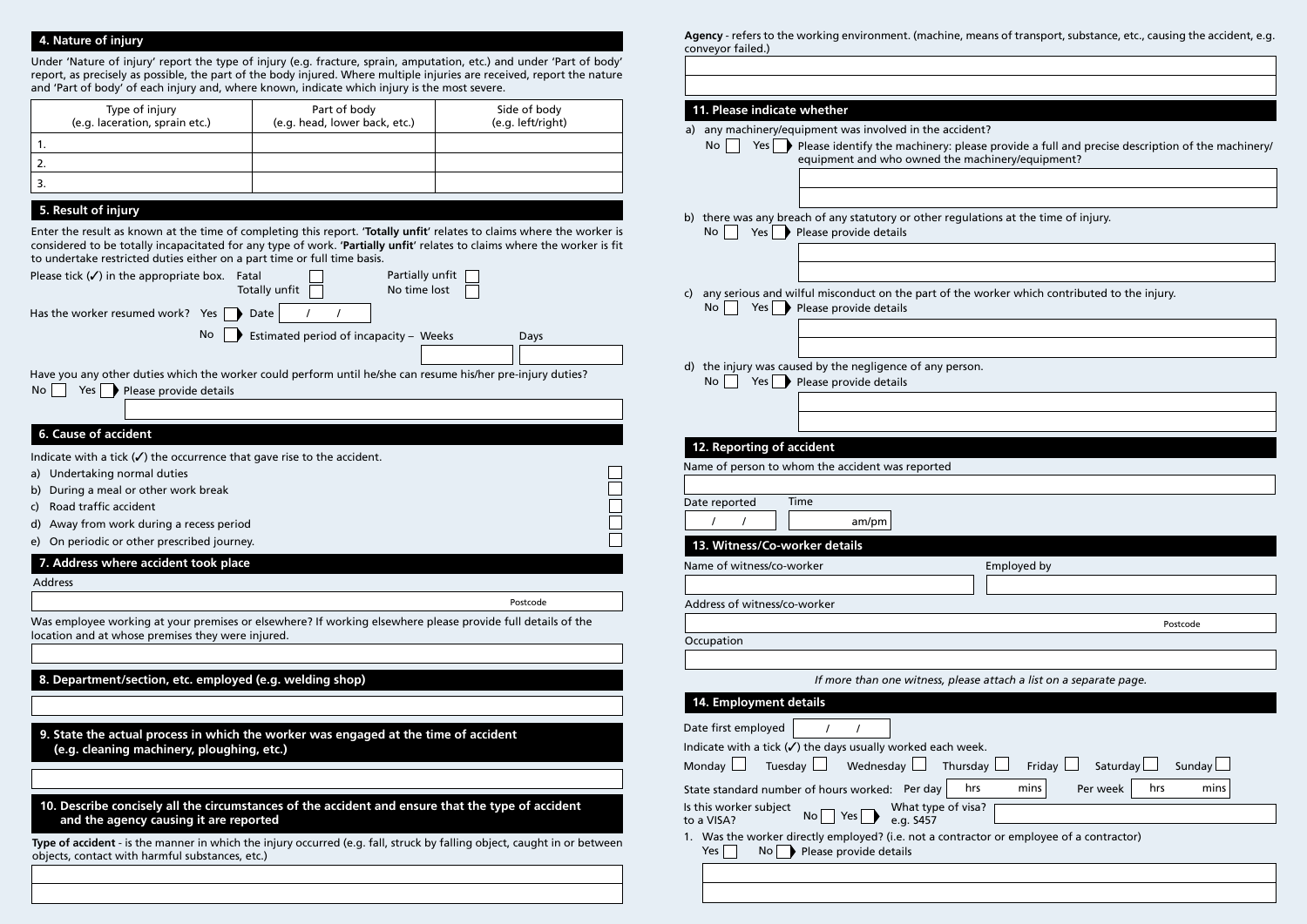## 4. Nature of injury

Under 'Nature of injury' report the type of injury (e.g. fracture, sprain, amputation, etc.) and under 'Part of body' report, as precisely as possible, the part of the body injured. Where multiple injuries are received, report the nature and 'Part of body' of each injury and, where known, indicate which injury is the most severe.

| Type of injury (e.g. laceration, sprain etc.) | Part of body (e.g. head, lower back, etc.) | Side of body (e.g. left/right) |
|---|---|---|
| 1. | | |
| 2. | | |
| 3. | | |

## 5. Result of injury

Enter the result as known at the time of completing this report. '**Totally unfit**' relates to claims where the worker is considered to be totally incapacitated for any type of work. '**Partially unfit**' relates to claims where the worker is fit to undertake restricted duties either on a part time or full time basis.

Please tick (✓) in the appropriate box. Fatal ☐ Totally unfit ☐ Partially unfit ☐ No time lost ☐

Has the worker resumed work? Yes ☐ Date / /

No ☐ Estimated period of incapacity – Weeks Days

Have you any other duties which the worker could perform until he/she can resume his/her pre-injury duties?

No ☐ Yes ☐ Please provide details

## 6. Cause of accident

Indicate with a tick (✓) the occurrence that gave rise to the accident.

a) Undertaking normal duties ☐
b) During a meal or other work break ☐
c) Road traffic accident ☐
d) Away from work during a recess period ☐
e) On periodic or other prescribed journey. ☐

## 7. Address where accident took place

Address

Postcode

Was employee working at your premises or elsewhere? If working elsewhere please provide full details of the location and at whose premises they were injured.

## 8. Department/section, etc. employed (e.g. welding shop)

## 9. State the actual process in which the worker was engaged at the time of accident (e.g. cleaning machinery, ploughing, etc.)

## 10. Describe concisely all the circumstances of the accident and ensure that the type of accident and the agency causing it are reported

**Type of accident** - is the manner in which the injury occurred (e.g. fall, struck by falling object, caught in or between objects, contact with harmful substances, etc.)

**Agency** - refers to the working environment. (machine, means of transport, substance, etc., causing the accident, e.g. conveyor failed.)

## 11. Please indicate whether

a) any machinery/equipment was involved in the accident?
No ☐ Yes ☐ Please identify the machinery: please provide a full and precise description of the machinery/equipment and who owned the machinery/equipment?

b) there was any breach of any statutory or other regulations at the time of injury.
No ☐ Yes ☐ Please provide details

c) any serious and wilful misconduct on the part of the worker which contributed to the injury.
No ☐ Yes ☐ Please provide details

d) the injury was caused by the negligence of any person.
No ☐ Yes ☐ Please provide details

## 12. Reporting of accident

Name of person to whom the accident was reported

Date reported / / Time am/pm

## 13. Witness/Co-worker details

Name of witness/co-worker Employed by

Address of witness/co-worker Postcode

Occupation

*If more than one witness, please attach a list on a separate page.*

## 14. Employment details

Date first employed / /

Indicate with a tick (✓) the days usually worked each week.

Monday ☐ Tuesday ☐ Wednesday ☐ Thursday ☐ Friday ☐ Saturday ☐ Sunday ☐

State standard number of hours worked: Per day hrs mins Per week hrs mins

Is this worker subject to a VISA? No ☐ Yes ☐ What type of visa? e.g. S457

1. Was the worker directly employed? (i.e. not a contractor or employee of a contractor)
Yes ☐ No ☐ Please provide details